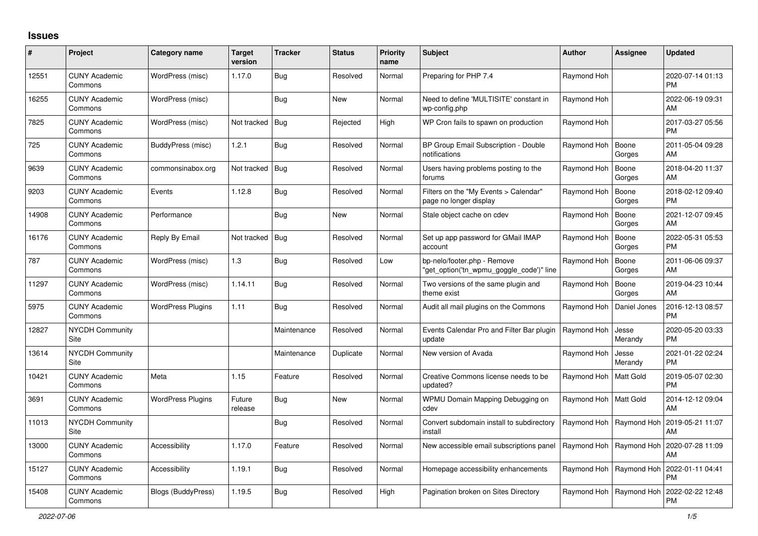# Issues

| # | Project | Category name | Target version | Tracker | Status | Priority name | Subject | Author | Assignee | Updated |
|---|---|---|---|---|---|---|---|---|---|---|
| 12551 | CUNY Academic Commons | WordPress (misc) | 1.17.0 | Bug | Resolved | Normal | Preparing for PHP 7.4 | Raymond Hoh | | 2020-07-14 01:13 PM |
| 16255 | CUNY Academic Commons | WordPress (misc) | | Bug | New | Normal | Need to define 'MULTISITE' constant in wp-config.php | Raymond Hoh | | 2022-06-19 09:31 AM |
| 7825 | CUNY Academic Commons | WordPress (misc) | Not tracked | Bug | Rejected | High | WP Cron fails to spawn on production | Raymond Hoh | | 2017-03-27 05:56 PM |
| 725 | CUNY Academic Commons | BuddyPress (misc) | 1.2.1 | Bug | Resolved | Normal | BP Group Email Subscription - Double notifications | Raymond Hoh | Boone Gorges | 2011-05-04 09:28 AM |
| 9639 | CUNY Academic Commons | commonsinabox.org | Not tracked | Bug | Resolved | Normal | Users having problems posting to the forums | Raymond Hoh | Boone Gorges | 2018-04-20 11:37 AM |
| 9203 | CUNY Academic Commons | Events | 1.12.8 | Bug | Resolved | Normal | Filters on the "My Events > Calendar" page no longer display | Raymond Hoh | Boone Gorges | 2018-02-12 09:40 PM |
| 14908 | CUNY Academic Commons | Performance | | Bug | New | Normal | Stale object cache on cdev | Raymond Hoh | Boone Gorges | 2021-12-07 09:45 AM |
| 16176 | CUNY Academic Commons | Reply By Email | Not tracked | Bug | Resolved | Normal | Set up app password for GMail IMAP account | Raymond Hoh | Boone Gorges | 2022-05-31 05:53 PM |
| 787 | CUNY Academic Commons | WordPress (misc) | 1.3 | Bug | Resolved | Low | bp-nelo/footer.php - Remove "get_option('tn_wpmu_goggle_code')" line | Raymond Hoh | Boone Gorges | 2011-06-06 09:37 AM |
| 11297 | CUNY Academic Commons | WordPress (misc) | 1.14.11 | Bug | Resolved | Normal | Two versions of the same plugin and theme exist | Raymond Hoh | Boone Gorges | 2019-04-23 10:44 AM |
| 5975 | CUNY Academic Commons | WordPress Plugins | 1.11 | Bug | Resolved | Normal | Audit all mail plugins on the Commons | Raymond Hoh | Daniel Jones | 2016-12-13 08:57 PM |
| 12827 | NYCDH Community Site | | | Maintenance | Resolved | Normal | Events Calendar Pro and Filter Bar plugin update | Raymond Hoh | Jesse Merandy | 2020-05-20 03:33 PM |
| 13614 | NYCDH Community Site | | | Maintenance | Duplicate | Normal | New version of Avada | Raymond Hoh | Jesse Merandy | 2021-01-22 02:24 PM |
| 10421 | CUNY Academic Commons | Meta | 1.15 | Feature | Resolved | Normal | Creative Commons license needs to be updated? | Raymond Hoh | Matt Gold | 2019-05-07 02:30 PM |
| 3691 | CUNY Academic Commons | WordPress Plugins | Future release | Bug | New | Normal | WPMU Domain Mapping Debugging on cdev | Raymond Hoh | Matt Gold | 2014-12-12 09:04 AM |
| 11013 | NYCDH Community Site | | | Bug | Resolved | Normal | Convert subdomain install to subdirectory install | Raymond Hoh | Raymond Hoh | 2019-05-21 11:07 AM |
| 13000 | CUNY Academic Commons | Accessibility | 1.17.0 | Feature | Resolved | Normal | New accessible email subscriptions panel | Raymond Hoh | Raymond Hoh | 2020-07-28 11:09 AM |
| 15127 | CUNY Academic Commons | Accessibility | 1.19.1 | Bug | Resolved | Normal | Homepage accessibility enhancements | Raymond Hoh | Raymond Hoh | 2022-01-11 04:41 PM |
| 15408 | CUNY Academic Commons | Blogs (BuddyPress) | 1.19.5 | Bug | Resolved | High | Pagination broken on Sites Directory | Raymond Hoh | Raymond Hoh | 2022-02-22 12:48 PM |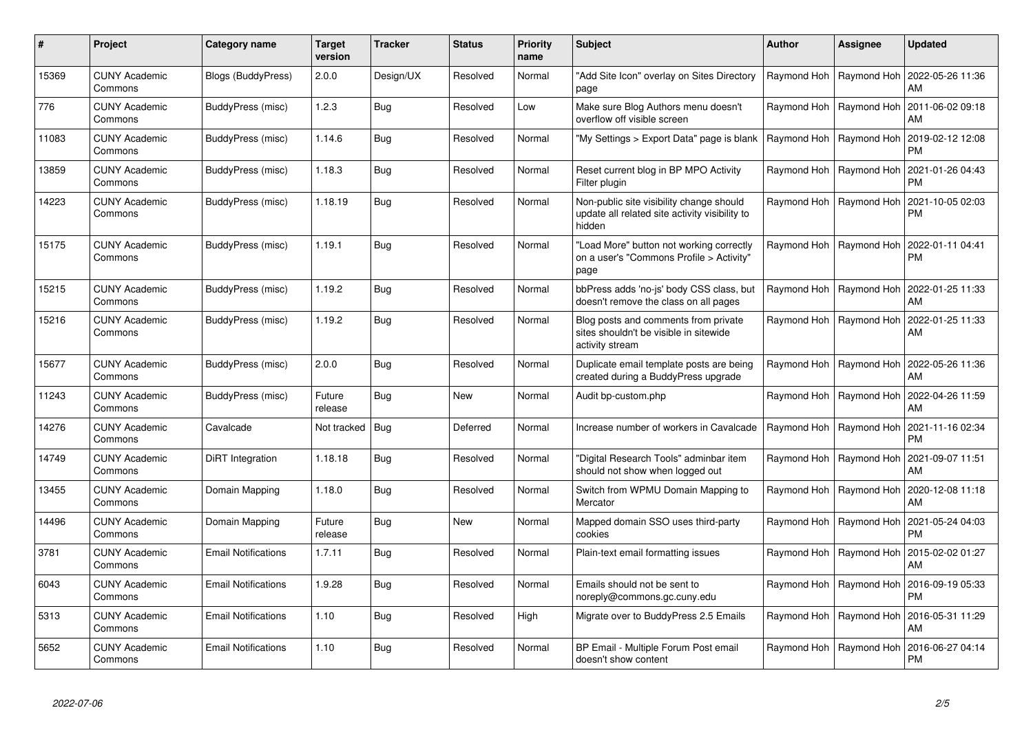| # | Project | Category name | Target version | Tracker | Status | Priority name | Subject | Author | Assignee | Updated |
|---|---|---|---|---|---|---|---|---|---|---|
| 15369 | CUNY Academic Commons | Blogs (BuddyPress) | 2.0.0 | Design/UX | Resolved | Normal | "Add Site Icon" overlay on Sites Directory page | Raymond Hoh | Raymond Hoh | 2022-05-26 11:36 AM |
| 776 | CUNY Academic Commons | BuddyPress (misc) | 1.2.3 | Bug | Resolved | Low | Make sure Blog Authors menu doesn't overflow off visible screen | Raymond Hoh | Raymond Hoh | 2011-06-02 09:18 AM |
| 11083 | CUNY Academic Commons | BuddyPress (misc) | 1.14.6 | Bug | Resolved | Normal | "My Settings > Export Data" page is blank | Raymond Hoh | Raymond Hoh | 2019-02-12 12:08 PM |
| 13859 | CUNY Academic Commons | BuddyPress (misc) | 1.18.3 | Bug | Resolved | Normal | Reset current blog in BP MPO Activity Filter plugin | Raymond Hoh | Raymond Hoh | 2021-01-26 04:43 PM |
| 14223 | CUNY Academic Commons | BuddyPress (misc) | 1.18.19 | Bug | Resolved | Normal | Non-public site visibility change should update all related site activity visibility to hidden | Raymond Hoh | Raymond Hoh | 2021-10-05 02:03 PM |
| 15175 | CUNY Academic Commons | BuddyPress (misc) | 1.19.1 | Bug | Resolved | Normal | "Load More" button not working correctly on a user's "Commons Profile > Activity" page | Raymond Hoh | Raymond Hoh | 2022-01-11 04:41 PM |
| 15215 | CUNY Academic Commons | BuddyPress (misc) | 1.19.2 | Bug | Resolved | Normal | bbPress adds 'no-js' body CSS class, but doesn't remove the class on all pages | Raymond Hoh | Raymond Hoh | 2022-01-25 11:33 AM |
| 15216 | CUNY Academic Commons | BuddyPress (misc) | 1.19.2 | Bug | Resolved | Normal | Blog posts and comments from private sites shouldn't be visible in sitewide activity stream | Raymond Hoh | Raymond Hoh | 2022-01-25 11:33 AM |
| 15677 | CUNY Academic Commons | BuddyPress (misc) | 2.0.0 | Bug | Resolved | Normal | Duplicate email template posts are being created during a BuddyPress upgrade | Raymond Hoh | Raymond Hoh | 2022-05-26 11:36 AM |
| 11243 | CUNY Academic Commons | BuddyPress (misc) | Future release | Bug | New | Normal | Audit bp-custom.php | Raymond Hoh | Raymond Hoh | 2022-04-26 11:59 AM |
| 14276 | CUNY Academic Commons | Cavalcade | Not tracked | Bug | Deferred | Normal | Increase number of workers in Cavalcade | Raymond Hoh | Raymond Hoh | 2021-11-16 02:34 PM |
| 14749 | CUNY Academic Commons | DiRT Integration | 1.18.18 | Bug | Resolved | Normal | "Digital Research Tools" adminbar item should not show when logged out | Raymond Hoh | Raymond Hoh | 2021-09-07 11:51 AM |
| 13455 | CUNY Academic Commons | Domain Mapping | 1.18.0 | Bug | Resolved | Normal | Switch from WPMU Domain Mapping to Mercator | Raymond Hoh | Raymond Hoh | 2020-12-08 11:18 AM |
| 14496 | CUNY Academic Commons | Domain Mapping | Future release | Bug | New | Normal | Mapped domain SSO uses third-party cookies | Raymond Hoh | Raymond Hoh | 2021-05-24 04:03 PM |
| 3781 | CUNY Academic Commons | Email Notifications | 1.7.11 | Bug | Resolved | Normal | Plain-text email formatting issues | Raymond Hoh | Raymond Hoh | 2015-02-02 01:27 AM |
| 6043 | CUNY Academic Commons | Email Notifications | 1.9.28 | Bug | Resolved | Normal | Emails should not be sent to noreply@commons.gc.cuny.edu | Raymond Hoh | Raymond Hoh | 2016-09-19 05:33 PM |
| 5313 | CUNY Academic Commons | Email Notifications | 1.10 | Bug | Resolved | High | Migrate over to BuddyPress 2.5 Emails | Raymond Hoh | Raymond Hoh | 2016-05-31 11:29 AM |
| 5652 | CUNY Academic Commons | Email Notifications | 1.10 | Bug | Resolved | Normal | BP Email - Multiple Forum Post email doesn't show content | Raymond Hoh | Raymond Hoh | 2016-06-27 04:14 PM |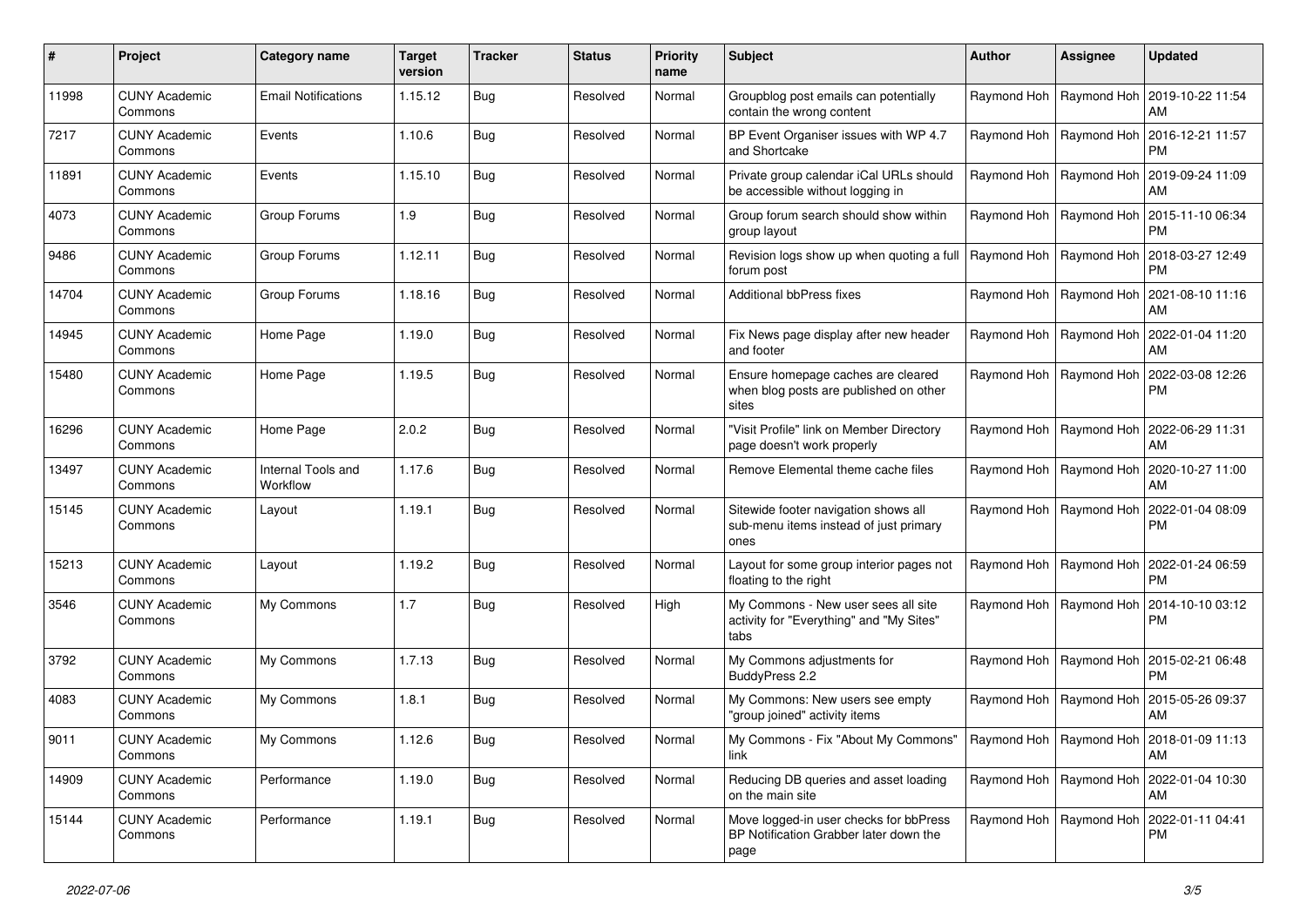| # | Project | Category name | Target version | Tracker | Status | Priority name | Subject | Author | Assignee | Updated |
|---|---|---|---|---|---|---|---|---|---|---|
| 11998 | CUNY Academic Commons | Email Notifications | 1.15.12 | Bug | Resolved | Normal | Groupblog post emails can potentially contain the wrong content | Raymond Hoh | Raymond Hoh | 2019-10-22 11:54 AM |
| 7217 | CUNY Academic Commons | Events | 1.10.6 | Bug | Resolved | Normal | BP Event Organiser issues with WP 4.7 and Shortcake | Raymond Hoh | Raymond Hoh | 2016-12-21 11:57 PM |
| 11891 | CUNY Academic Commons | Events | 1.15.10 | Bug | Resolved | Normal | Private group calendar iCal URLs should be accessible without logging in | Raymond Hoh | Raymond Hoh | 2019-09-24 11:09 AM |
| 4073 | CUNY Academic Commons | Group Forums | 1.9 | Bug | Resolved | Normal | Group forum search should show within group layout | Raymond Hoh | Raymond Hoh | 2015-11-10 06:34 PM |
| 9486 | CUNY Academic Commons | Group Forums | 1.12.11 | Bug | Resolved | Normal | Revision logs show up when quoting a full forum post | Raymond Hoh | Raymond Hoh | 2018-03-27 12:49 PM |
| 14704 | CUNY Academic Commons | Group Forums | 1.18.16 | Bug | Resolved | Normal | Additional bbPress fixes | Raymond Hoh | Raymond Hoh | 2021-08-10 11:16 AM |
| 14945 | CUNY Academic Commons | Home Page | 1.19.0 | Bug | Resolved | Normal | Fix News page display after new header and footer | Raymond Hoh | Raymond Hoh | 2022-01-04 11:20 AM |
| 15480 | CUNY Academic Commons | Home Page | 1.19.5 | Bug | Resolved | Normal | Ensure homepage caches are cleared when blog posts are published on other sites | Raymond Hoh | Raymond Hoh | 2022-03-08 12:26 PM |
| 16296 | CUNY Academic Commons | Home Page | 2.0.2 | Bug | Resolved | Normal | "Visit Profile" link on Member Directory page doesn't work properly | Raymond Hoh | Raymond Hoh | 2022-06-29 11:31 AM |
| 13497 | CUNY Academic Commons | Internal Tools and Workflow | 1.17.6 | Bug | Resolved | Normal | Remove Elemental theme cache files | Raymond Hoh | Raymond Hoh | 2020-10-27 11:00 AM |
| 15145 | CUNY Academic Commons | Layout | 1.19.1 | Bug | Resolved | Normal | Sitewide footer navigation shows all sub-menu items instead of just primary ones | Raymond Hoh | Raymond Hoh | 2022-01-04 08:09 PM |
| 15213 | CUNY Academic Commons | Layout | 1.19.2 | Bug | Resolved | Normal | Layout for some group interior pages not floating to the right | Raymond Hoh | Raymond Hoh | 2022-01-24 06:59 PM |
| 3546 | CUNY Academic Commons | My Commons | 1.7 | Bug | Resolved | High | My Commons - New user sees all site activity for "Everything" and "My Sites" tabs | Raymond Hoh | Raymond Hoh | 2014-10-10 03:12 PM |
| 3792 | CUNY Academic Commons | My Commons | 1.7.13 | Bug | Resolved | Normal | My Commons adjustments for BuddyPress 2.2 | Raymond Hoh | Raymond Hoh | 2015-02-21 06:48 PM |
| 4083 | CUNY Academic Commons | My Commons | 1.8.1 | Bug | Resolved | Normal | My Commons: New users see empty "group joined" activity items | Raymond Hoh | Raymond Hoh | 2015-05-26 09:37 AM |
| 9011 | CUNY Academic Commons | My Commons | 1.12.6 | Bug | Resolved | Normal | My Commons - Fix "About My Commons" link | Raymond Hoh | Raymond Hoh | 2018-01-09 11:13 AM |
| 14909 | CUNY Academic Commons | Performance | 1.19.0 | Bug | Resolved | Normal | Reducing DB queries and asset loading on the main site | Raymond Hoh | Raymond Hoh | 2022-01-04 10:30 AM |
| 15144 | CUNY Academic Commons | Performance | 1.19.1 | Bug | Resolved | Normal | Move logged-in user checks for bbPress BP Notification Grabber later down the page | Raymond Hoh | Raymond Hoh | 2022-01-11 04:41 PM |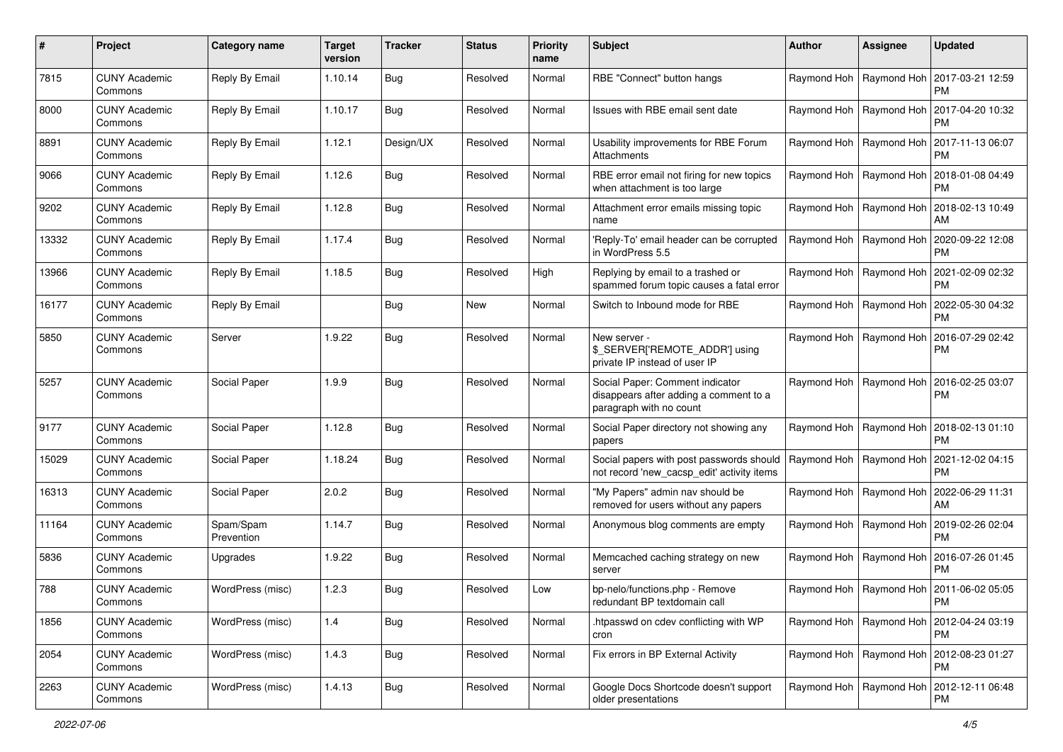| # | Project | Category name | Target version | Tracker | Status | Priority name | Subject | Author | Assignee | Updated |
| --- | --- | --- | --- | --- | --- | --- | --- | --- | --- | --- |
| 7815 | CUNY Academic Commons | Reply By Email | 1.10.14 | Bug | Resolved | Normal | RBE "Connect" button hangs | Raymond Hoh | Raymond Hoh | 2017-03-21 12:59 PM |
| 8000 | CUNY Academic Commons | Reply By Email | 1.10.17 | Bug | Resolved | Normal | Issues with RBE email sent date | Raymond Hoh | Raymond Hoh | 2017-04-20 10:32 PM |
| 8891 | CUNY Academic Commons | Reply By Email | 1.12.1 | Design/UX | Resolved | Normal | Usability improvements for RBE Forum Attachments | Raymond Hoh | Raymond Hoh | 2017-11-13 06:07 PM |
| 9066 | CUNY Academic Commons | Reply By Email | 1.12.6 | Bug | Resolved | Normal | RBE error email not firing for new topics when attachment is too large | Raymond Hoh | Raymond Hoh | 2018-01-08 04:49 PM |
| 9202 | CUNY Academic Commons | Reply By Email | 1.12.8 | Bug | Resolved | Normal | Attachment error emails missing topic name | Raymond Hoh | Raymond Hoh | 2018-02-13 10:49 AM |
| 13332 | CUNY Academic Commons | Reply By Email | 1.17.4 | Bug | Resolved | Normal | 'Reply-To' email header can be corrupted in WordPress 5.5 | Raymond Hoh | Raymond Hoh | 2020-09-22 12:08 PM |
| 13966 | CUNY Academic Commons | Reply By Email | 1.18.5 | Bug | Resolved | High | Replying by email to a trashed or spammed forum topic causes a fatal error | Raymond Hoh | Raymond Hoh | 2021-02-09 02:32 PM |
| 16177 | CUNY Academic Commons | Reply By Email | | Bug | New | Normal | Switch to Inbound mode for RBE | Raymond Hoh | Raymond Hoh | 2022-05-30 04:32 PM |
| 5850 | CUNY Academic Commons | Server | 1.9.22 | Bug | Resolved | Normal | New server - $_SERVER['REMOTE_ADDR'] using private IP instead of user IP | Raymond Hoh | Raymond Hoh | 2016-07-29 02:42 PM |
| 5257 | CUNY Academic Commons | Social Paper | 1.9.9 | Bug | Resolved | Normal | Social Paper: Comment indicator disappears after adding a comment to a paragraph with no count | Raymond Hoh | Raymond Hoh | 2016-02-25 03:07 PM |
| 9177 | CUNY Academic Commons | Social Paper | 1.12.8 | Bug | Resolved | Normal | Social Paper directory not showing any papers | Raymond Hoh | Raymond Hoh | 2018-02-13 01:10 PM |
| 15029 | CUNY Academic Commons | Social Paper | 1.18.24 | Bug | Resolved | Normal | Social papers with post passwords should not record 'new_cacsp_edit' activity items | Raymond Hoh | Raymond Hoh | 2021-12-02 04:15 PM |
| 16313 | CUNY Academic Commons | Social Paper | 2.0.2 | Bug | Resolved | Normal | "My Papers" admin nav should be removed for users without any papers | Raymond Hoh | Raymond Hoh | 2022-06-29 11:31 AM |
| 11164 | CUNY Academic Commons | Spam/Spam Prevention | 1.14.7 | Bug | Resolved | Normal | Anonymous blog comments are empty | Raymond Hoh | Raymond Hoh | 2019-02-26 02:04 PM |
| 5836 | CUNY Academic Commons | Upgrades | 1.9.22 | Bug | Resolved | Normal | Memcached caching strategy on new server | Raymond Hoh | Raymond Hoh | 2016-07-26 01:45 PM |
| 788 | CUNY Academic Commons | WordPress (misc) | 1.2.3 | Bug | Resolved | Low | bp-nelo/functions.php - Remove redundant BP textdomain call | Raymond Hoh | Raymond Hoh | 2011-06-02 05:05 PM |
| 1856 | CUNY Academic Commons | WordPress (misc) | 1.4 | Bug | Resolved | Normal | .htpasswd on cdev conflicting with WP cron | Raymond Hoh | Raymond Hoh | 2012-04-24 03:19 PM |
| 2054 | CUNY Academic Commons | WordPress (misc) | 1.4.3 | Bug | Resolved | Normal | Fix errors in BP External Activity | Raymond Hoh | Raymond Hoh | 2012-08-23 01:27 PM |
| 2263 | CUNY Academic Commons | WordPress (misc) | 1.4.13 | Bug | Resolved | Normal | Google Docs Shortcode doesn't support older presentations | Raymond Hoh | Raymond Hoh | 2012-12-11 06:48 PM |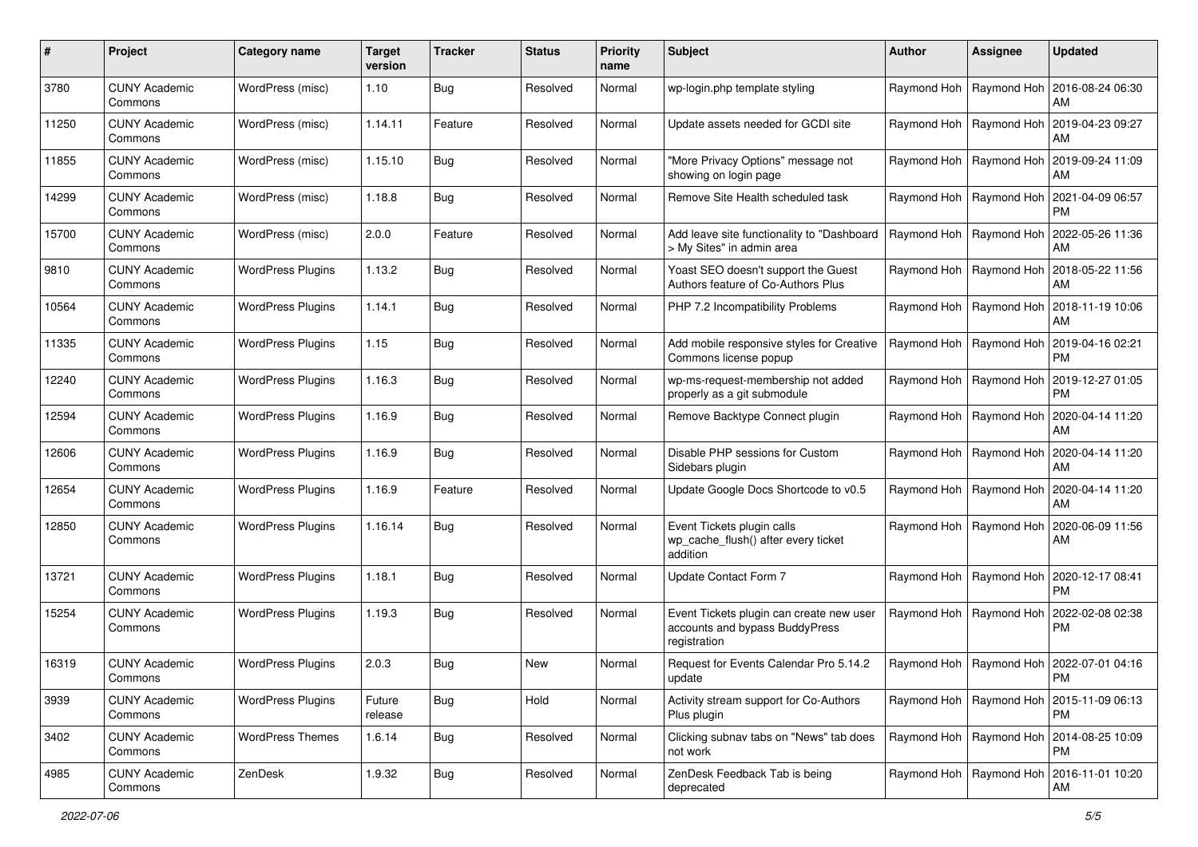| # | Project | Category name | Target version | Tracker | Status | Priority name | Subject | Author | Assignee | Updated |
|---|---|---|---|---|---|---|---|---|---|---|
| 3780 | CUNY Academic Commons | WordPress (misc) | 1.10 | Bug | Resolved | Normal | wp-login.php template styling | Raymond Hoh | Raymond Hoh | 2016-08-24 06:30 AM |
| 11250 | CUNY Academic Commons | WordPress (misc) | 1.14.11 | Feature | Resolved | Normal | Update assets needed for GCDI site | Raymond Hoh | Raymond Hoh | 2019-04-23 09:27 AM |
| 11855 | CUNY Academic Commons | WordPress (misc) | 1.15.10 | Bug | Resolved | Normal | "More Privacy Options" message not showing on login page | Raymond Hoh | Raymond Hoh | 2019-09-24 11:09 AM |
| 14299 | CUNY Academic Commons | WordPress (misc) | 1.18.8 | Bug | Resolved | Normal | Remove Site Health scheduled task | Raymond Hoh | Raymond Hoh | 2021-04-09 06:57 PM |
| 15700 | CUNY Academic Commons | WordPress (misc) | 2.0.0 | Feature | Resolved | Normal | Add leave site functionality to "Dashboard > My Sites" in admin area | Raymond Hoh | Raymond Hoh | 2022-05-26 11:36 AM |
| 9810 | CUNY Academic Commons | WordPress Plugins | 1.13.2 | Bug | Resolved | Normal | Yoast SEO doesn't support the Guest Authors feature of Co-Authors Plus | Raymond Hoh | Raymond Hoh | 2018-05-22 11:56 AM |
| 10564 | CUNY Academic Commons | WordPress Plugins | 1.14.1 | Bug | Resolved | Normal | PHP 7.2 Incompatibility Problems | Raymond Hoh | Raymond Hoh | 2018-11-19 10:06 AM |
| 11335 | CUNY Academic Commons | WordPress Plugins | 1.15 | Bug | Resolved | Normal | Add mobile responsive styles for Creative Commons license popup | Raymond Hoh | Raymond Hoh | 2019-04-16 02:21 PM |
| 12240 | CUNY Academic Commons | WordPress Plugins | 1.16.3 | Bug | Resolved | Normal | wp-ms-request-membership not added properly as a git submodule | Raymond Hoh | Raymond Hoh | 2019-12-27 01:05 PM |
| 12594 | CUNY Academic Commons | WordPress Plugins | 1.16.9 | Bug | Resolved | Normal | Remove Backtype Connect plugin | Raymond Hoh | Raymond Hoh | 2020-04-14 11:20 AM |
| 12606 | CUNY Academic Commons | WordPress Plugins | 1.16.9 | Bug | Resolved | Normal | Disable PHP sessions for Custom Sidebars plugin | Raymond Hoh | Raymond Hoh | 2020-04-14 11:20 AM |
| 12654 | CUNY Academic Commons | WordPress Plugins | 1.16.9 | Feature | Resolved | Normal | Update Google Docs Shortcode to v0.5 | Raymond Hoh | Raymond Hoh | 2020-04-14 11:20 AM |
| 12850 | CUNY Academic Commons | WordPress Plugins | 1.16.14 | Bug | Resolved | Normal | Event Tickets plugin calls wp_cache_flush() after every ticket addition | Raymond Hoh | Raymond Hoh | 2020-06-09 11:56 AM |
| 13721 | CUNY Academic Commons | WordPress Plugins | 1.18.1 | Bug | Resolved | Normal | Update Contact Form 7 | Raymond Hoh | Raymond Hoh | 2020-12-17 08:41 PM |
| 15254 | CUNY Academic Commons | WordPress Plugins | 1.19.3 | Bug | Resolved | Normal | Event Tickets plugin can create new user accounts and bypass BuddyPress registration | Raymond Hoh | Raymond Hoh | 2022-02-08 02:38 PM |
| 16319 | CUNY Academic Commons | WordPress Plugins | 2.0.3 | Bug | New | Normal | Request for Events Calendar Pro 5.14.2 update | Raymond Hoh | Raymond Hoh | 2022-07-01 04:16 PM |
| 3939 | CUNY Academic Commons | WordPress Plugins | Future release | Bug | Hold | Normal | Activity stream support for Co-Authors Plus plugin | Raymond Hoh | Raymond Hoh | 2015-11-09 06:13 PM |
| 3402 | CUNY Academic Commons | WordPress Themes | 1.6.14 | Bug | Resolved | Normal | Clicking subnav tabs on "News" tab does not work | Raymond Hoh | Raymond Hoh | 2014-08-25 10:09 PM |
| 4985 | CUNY Academic Commons | ZenDesk | 1.9.32 | Bug | Resolved | Normal | ZenDesk Feedback Tab is being deprecated | Raymond Hoh | Raymond Hoh | 2016-11-01 10:20 AM |